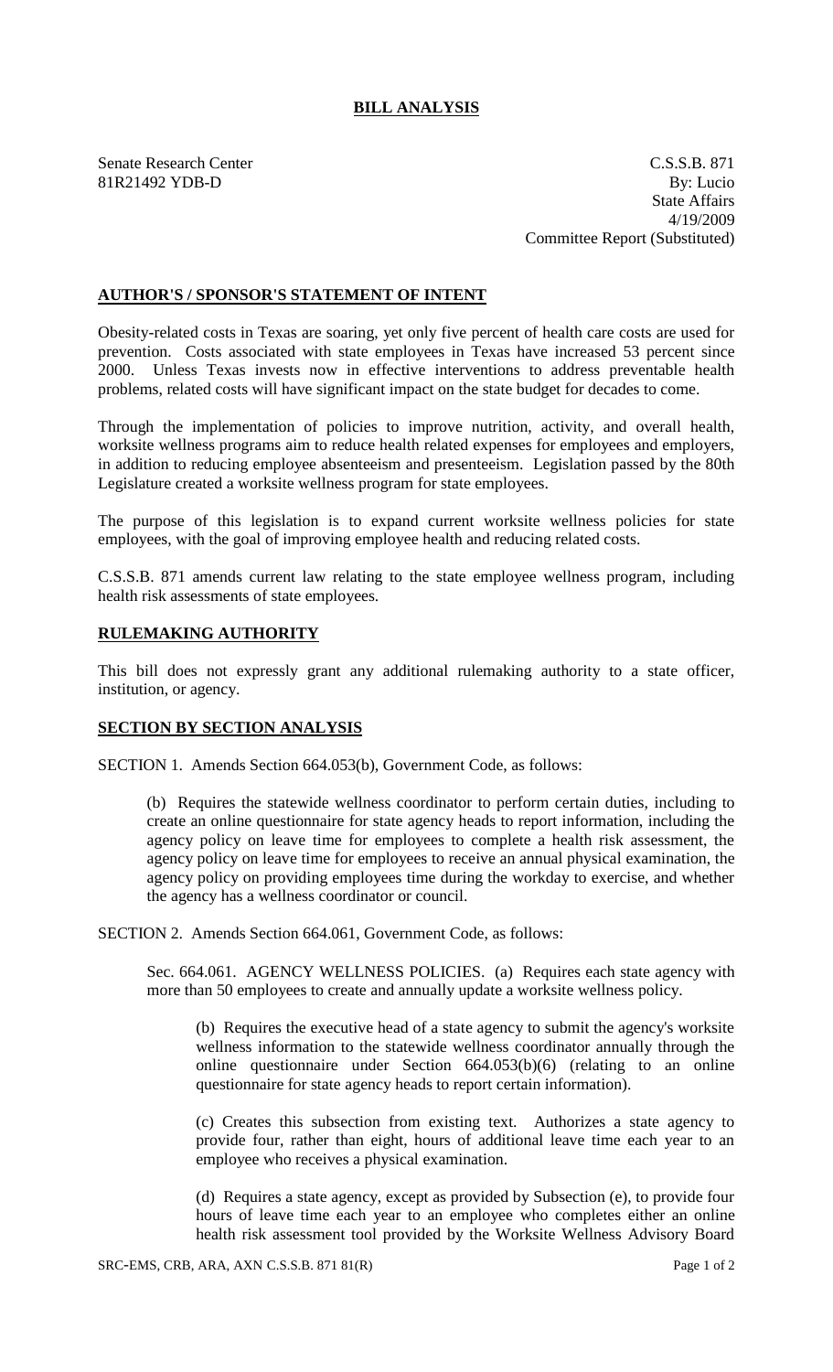# BILL ANALYSIS

Senate Research Center
81R21492 YDB-D

C.S.S.B. 871
By: Lucio
State Affairs
4/19/2009
Committee Report (Substituted)

## AUTHOR'S / SPONSOR'S STATEMENT OF INTENT

Obesity-related costs in Texas are soaring, yet only five percent of health care costs are used for prevention. Costs associated with state employees in Texas have increased 53 percent since 2000. Unless Texas invests now in effective interventions to address preventable health problems, related costs will have significant impact on the state budget for decades to come.

Through the implementation of policies to improve nutrition, activity, and overall health, worksite wellness programs aim to reduce health related expenses for employees and employers, in addition to reducing employee absenteeism and presenteeism. Legislation passed by the 80th Legislature created a worksite wellness program for state employees.

The purpose of this legislation is to expand current worksite wellness policies for state employees, with the goal of improving employee health and reducing related costs.

C.S.S.B. 871 amends current law relating to the state employee wellness program, including health risk assessments of state employees.

## RULEMAKING AUTHORITY

This bill does not expressly grant any additional rulemaking authority to a state officer, institution, or agency.

## SECTION BY SECTION ANALYSIS

SECTION 1. Amends Section 664.053(b), Government Code, as follows:

(b) Requires the statewide wellness coordinator to perform certain duties, including to create an online questionnaire for state agency heads to report information, including the agency policy on leave time for employees to complete a health risk assessment, the agency policy on leave time for employees to receive an annual physical examination, the agency policy on providing employees time during the workday to exercise, and whether the agency has a wellness coordinator or council.

SECTION 2. Amends Section 664.061, Government Code, as follows:

Sec. 664.061. AGENCY WELLNESS POLICIES. (a) Requires each state agency with more than 50 employees to create and annually update a worksite wellness policy.

(b) Requires the executive head of a state agency to submit the agency's worksite wellness information to the statewide wellness coordinator annually through the online questionnaire under Section 664.053(b)(6) (relating to an online questionnaire for state agency heads to report certain information).

(c) Creates this subsection from existing text. Authorizes a state agency to provide four, rather than eight, hours of additional leave time each year to an employee who receives a physical examination.

(d) Requires a state agency, except as provided by Subsection (e), to provide four hours of leave time each year to an employee who completes either an online health risk assessment tool provided by the Worksite Wellness Advisory Board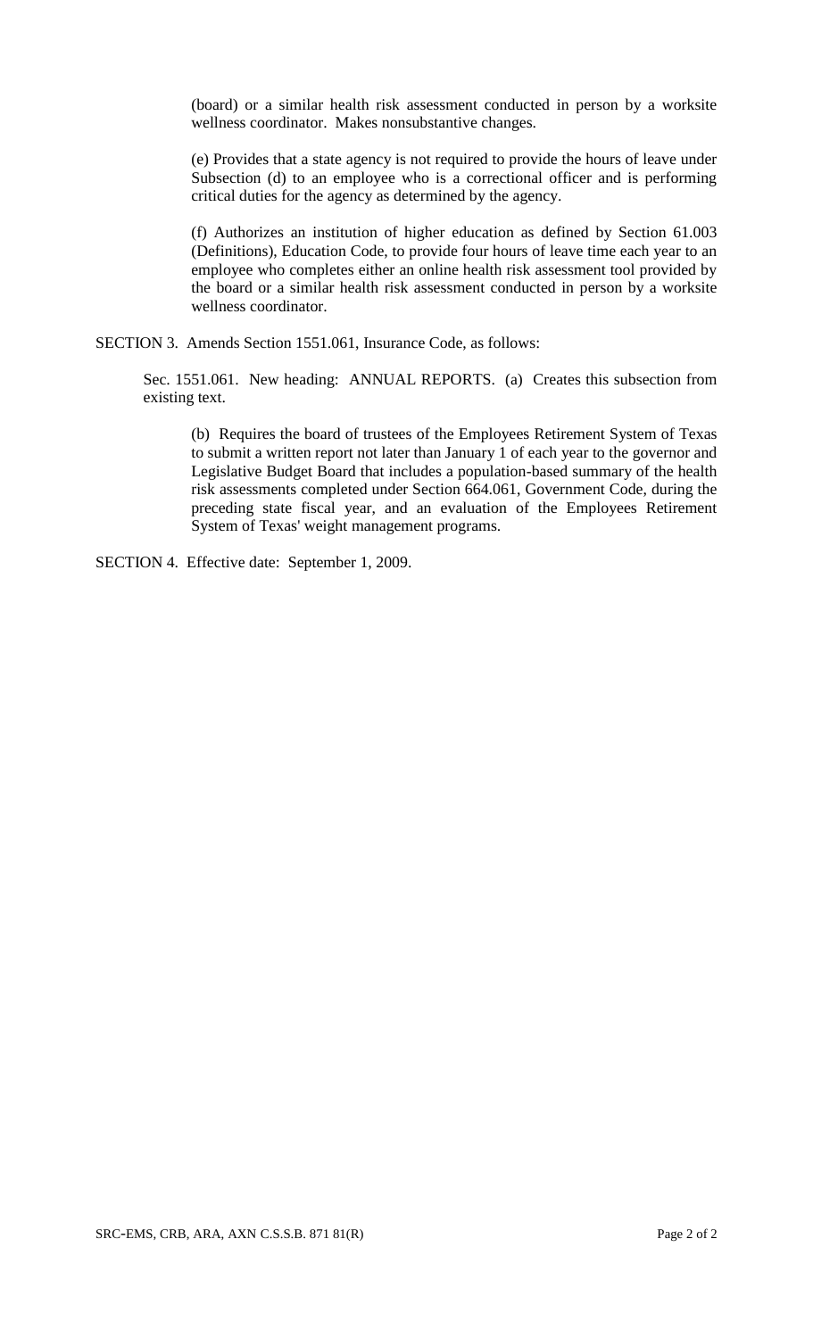(board) or a similar health risk assessment conducted in person by a worksite wellness coordinator. Makes nonsubstantive changes.

(e) Provides that a state agency is not required to provide the hours of leave under Subsection (d) to an employee who is a correctional officer and is performing critical duties for the agency as determined by the agency.

(f) Authorizes an institution of higher education as defined by Section 61.003 (Definitions), Education Code, to provide four hours of leave time each year to an employee who completes either an online health risk assessment tool provided by the board or a similar health risk assessment conducted in person by a worksite wellness coordinator.

SECTION 3. Amends Section 1551.061, Insurance Code, as follows:

Sec. 1551.061. New heading: ANNUAL REPORTS. (a) Creates this subsection from existing text.

(b) Requires the board of trustees of the Employees Retirement System of Texas to submit a written report not later than January 1 of each year to the governor and Legislative Budget Board that includes a population-based summary of the health risk assessments completed under Section 664.061, Government Code, during the preceding state fiscal year, and an evaluation of the Employees Retirement System of Texas' weight management programs.

SECTION 4. Effective date: September 1, 2009.